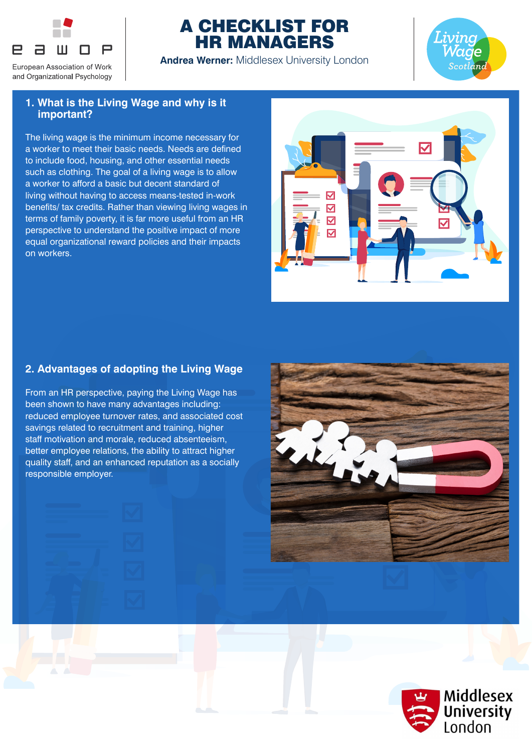European Association of Work and Organizational Psychology

# A CHECKLIST FOR HR MANAGERS

**Andrea Werner:** Middlesex University London

## 1. What is the Living Wage and why is it important?

The living wage is the minimum income necessary for a worker to meet their basic needs. Needs are defined to include food, housing, and other essential needs such as clothing. The goal of a living wage is to allow a worker to afford a basic but decent standard of living without having to access means-tested in-work benefits/ tax credits. Rather than viewing living wages in terms of family poverty, it is far more useful from an HR perspective to understand the positive impact of more equal organizational reward policies and their impacts on workers.

## 2. Advantages of adopting the Living Wage

From an HR perspective, paying the Living Wage has been shown to have many advantages including: reduced employee turnover rates, and associated cost savings related to recruitment and training, higher staff motivation and morale, reduced absenteeism, better employee relations, the ability to attract higher quality staff, and an enhanced reputation as a socially responsible employer.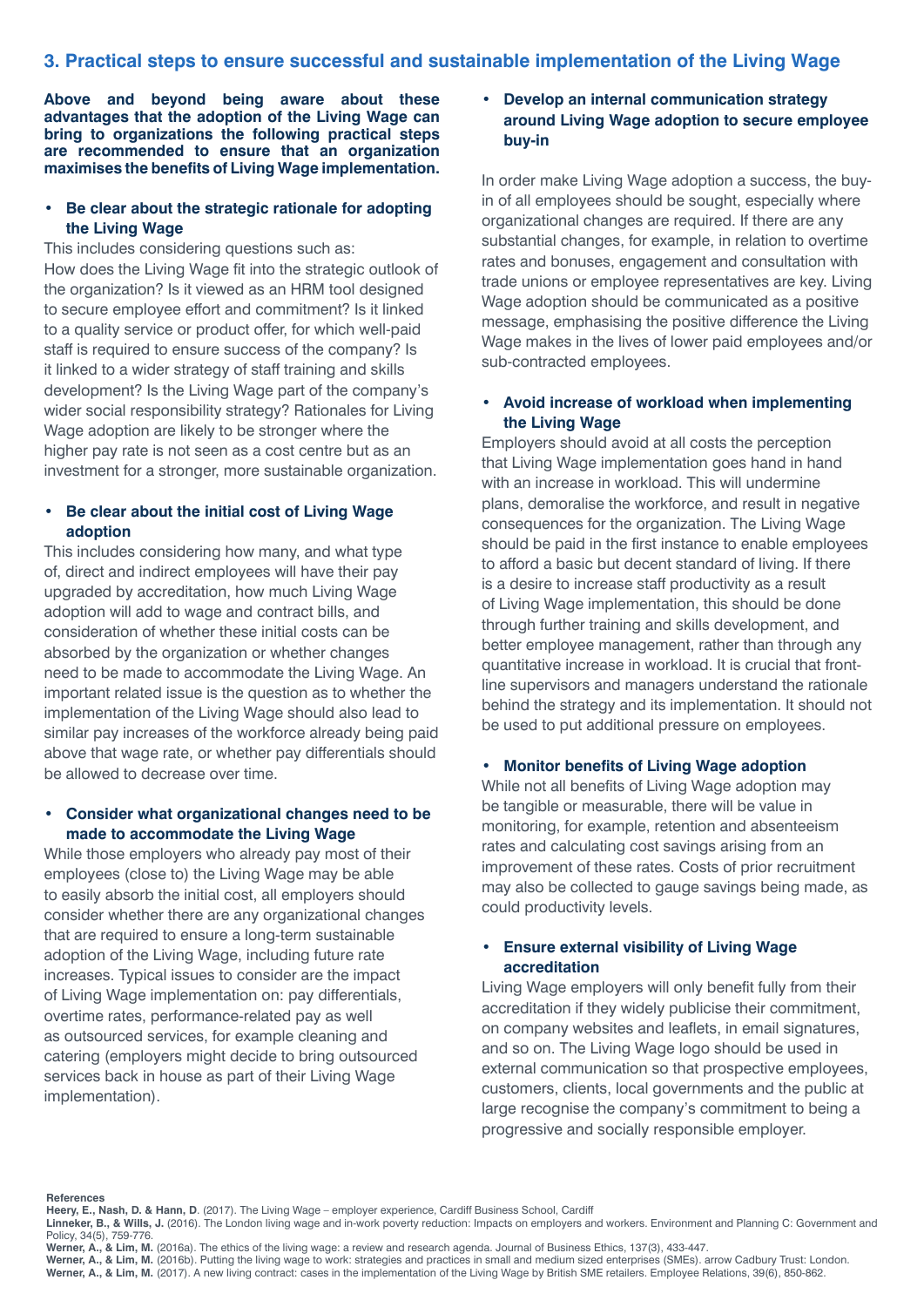## 3. Practical steps to ensure successful and sustainable implementation of the Living Wage

**Above and beyond being aware about these advantages that the adoption of the Living Wage can bring to organizations the following practical steps are recommended to ensure that an organization maximises the benefits of Living Wage implementation.**

- **Be clear about the strategic rationale for adopting the Living Wage**

This includes considering questions such as:
How does the Living Wage fit into the strategic outlook of the organization? Is it viewed as an HRM tool designed to secure employee effort and commitment? Is it linked to a quality service or product offer, for which well-paid staff is required to ensure success of the company? Is it linked to a wider strategy of staff training and skills development? Is the Living Wage part of the company's wider social responsibility strategy? Rationales for Living Wage adoption are likely to be stronger where the higher pay rate is not seen as a cost centre but as an investment for a stronger, more sustainable organization.

- **Be clear about the initial cost of Living Wage adoption**

This includes considering how many, and what type of, direct and indirect employees will have their pay upgraded by accreditation, how much Living Wage adoption will add to wage and contract bills, and consideration of whether these initial costs can be absorbed by the organization or whether changes need to be made to accommodate the Living Wage. An important related issue is the question as to whether the implementation of the Living Wage should also lead to similar pay increases of the workforce already being paid above that wage rate, or whether pay differentials should be allowed to decrease over time.

- **Consider what organizational changes need to be made to accommodate the Living Wage**

While those employers who already pay most of their employees (close to) the Living Wage may be able to easily absorb the initial cost, all employers should consider whether there are any organizational changes that are required to ensure a long-term sustainable adoption of the Living Wage, including future rate increases. Typical issues to consider are the impact of Living Wage implementation on: pay differentials, overtime rates, performance-related pay as well as outsourced services, for example cleaning and catering (employers might decide to bring outsourced services back in house as part of their Living Wage implementation).

- **Develop an internal communication strategy around Living Wage adoption to secure employee buy-in**

In order make Living Wage adoption a success, the buy-in of all employees should be sought, especially where organizational changes are required. If there are any substantial changes, for example, in relation to overtime rates and bonuses, engagement and consultation with trade unions or employee representatives are key. Living Wage adoption should be communicated as a positive message, emphasising the positive difference the Living Wage makes in the lives of lower paid employees and/or sub-contracted employees.

- **Avoid increase of workload when implementing the Living Wage**

Employers should avoid at all costs the perception that Living Wage implementation goes hand in hand with an increase in workload. This will undermine plans, demoralise the workforce, and result in negative consequences for the organization. The Living Wage should be paid in the first instance to enable employees to afford a basic but decent standard of living. If there is a desire to increase staff productivity as a result of Living Wage implementation, this should be done through further training and skills development, and better employee management, rather than through any quantitative increase in workload. It is crucial that front-line supervisors and managers understand the rationale behind the strategy and its implementation. It should not be used to put additional pressure on employees.

- **Monitor benefits of Living Wage adoption**

While not all benefits of Living Wage adoption may be tangible or measurable, there will be value in monitoring, for example, retention and absenteeism rates and calculating cost savings arising from an improvement of these rates. Costs of prior recruitment may also be collected to gauge savings being made, as could productivity levels.

- **Ensure external visibility of Living Wage accreditation**

Living Wage employers will only benefit fully from their accreditation if they widely publicise their commitment, on company websites and leaflets, in email signatures, and so on. The Living Wage logo should be used in external communication so that prospective employees, customers, clients, local governments and the public at large recognise the company's commitment to being a progressive and socially responsible employer.

**References**

**Heery, E., Nash, D. & Hann, D**. (2017). The Living Wage – employer experience, Cardiff Business School, Cardiff

**Linneker, B., & Wills, J.** (2016). The London living wage and in-work poverty reduction: Impacts on employers and workers. Environment and Planning C: Government and Policy, 34(5), 759-776.

**Werner, A., & Lim, M.** (2016a). The ethics of the living wage: a review and research agenda. Journal of Business Ethics, 137(3), 433-447.

**Werner, A., & Lim, M.** (2016b). Putting the living wage to work: strategies and practices in small and medium sized enterprises (SMEs). arrow Cadbury Trust: London.

**Werner, A., & Lim, M.** (2017). A new living contract: cases in the implementation of the Living Wage by British SME retailers. Employee Relations, 39(6), 850-862.